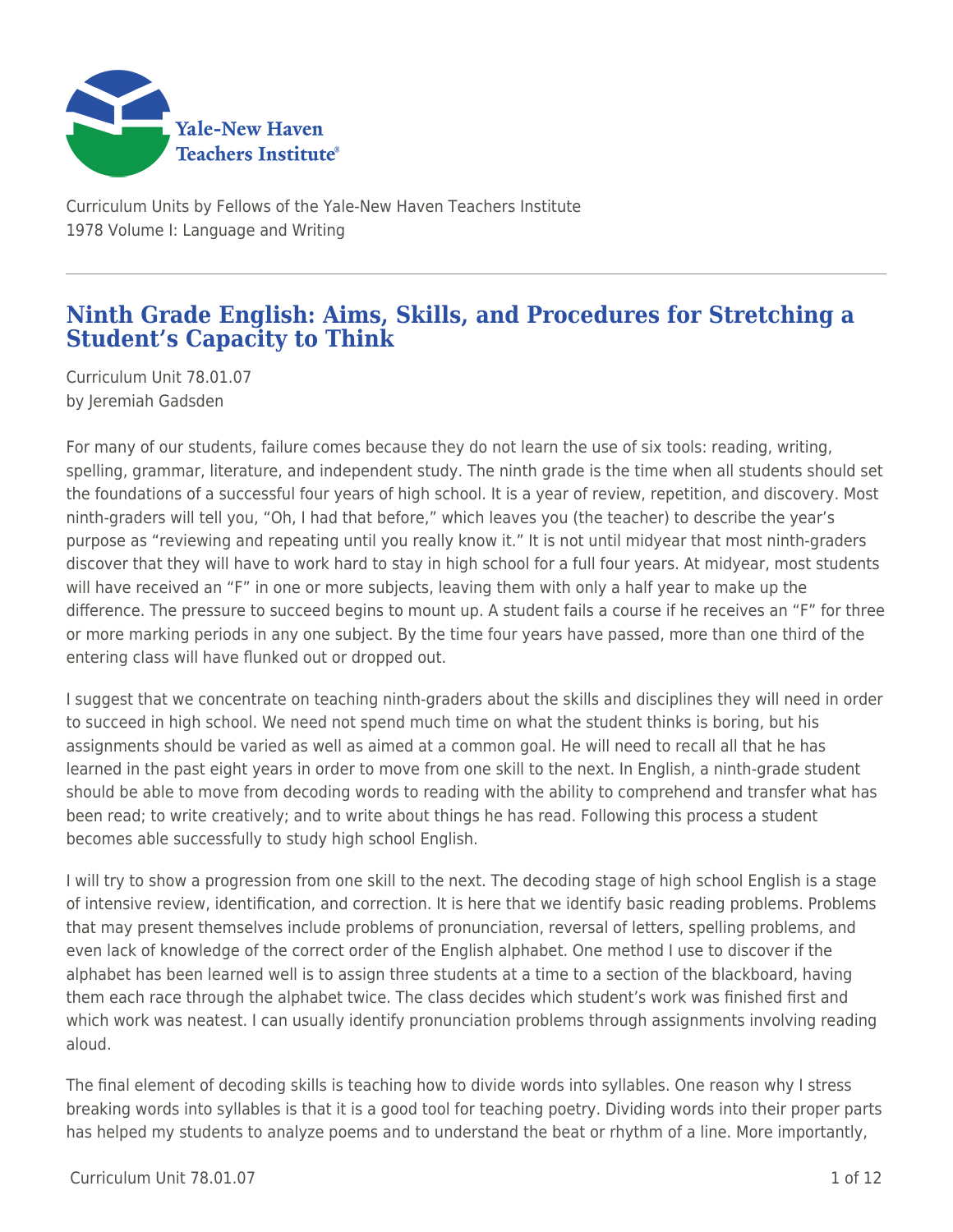Yale-New Haven Teachers Institute

Curriculum Units by Fellows of the Yale-New Haven Teachers Institute
1978 Volume I: Language and Writing

# Ninth Grade English: Aims, Skills, and Procedures for Stretching a Student's Capacity to Think

Curriculum Unit 78.01.07
by Jeremiah Gadsden

For many of our students, failure comes because they do not learn the use of six tools: reading, writing, spelling, grammar, literature, and independent study. The ninth grade is the time when all students should set the foundations of a successful four years of high school. It is a year of review, repetition, and discovery. Most ninth-graders will tell you, "Oh, I had that before," which leaves you (the teacher) to describe the year's purpose as "reviewing and repeating until you really know it." It is not until midyear that most ninth-graders discover that they will have to work hard to stay in high school for a full four years. At midyear, most students will have received an "F" in one or more subjects, leaving them with only a half year to make up the difference. The pressure to succeed begins to mount up. A student fails a course if he receives an "F" for three or more marking periods in any one subject. By the time four years have passed, more than one third of the entering class will have flunked out or dropped out.

I suggest that we concentrate on teaching ninth-graders about the skills and disciplines they will need in order to succeed in high school. We need not spend much time on what the student thinks is boring, but his assignments should be varied as well as aimed at a common goal. He will need to recall all that he has learned in the past eight years in order to move from one skill to the next. In English, a ninth-grade student should be able to move from decoding words to reading with the ability to comprehend and transfer what has been read; to write creatively; and to write about things he has read. Following this process a student becomes able successfully to study high school English.

I will try to show a progression from one skill to the next. The decoding stage of high school English is a stage of intensive review, identification, and correction. It is here that we identify basic reading problems. Problems that may present themselves include problems of pronunciation, reversal of letters, spelling problems, and even lack of knowledge of the correct order of the English alphabet. One method I use to discover if the alphabet has been learned well is to assign three students at a time to a section of the blackboard, having them each race through the alphabet twice. The class decides which student's work was finished first and which work was neatest. I can usually identify pronunciation problems through assignments involving reading aloud.

The final element of decoding skills is teaching how to divide words into syllables. One reason why I stress breaking words into syllables is that it is a good tool for teaching poetry. Dividing words into their proper parts has helped my students to analyze poems and to understand the beat or rhythm of a line. More importantly,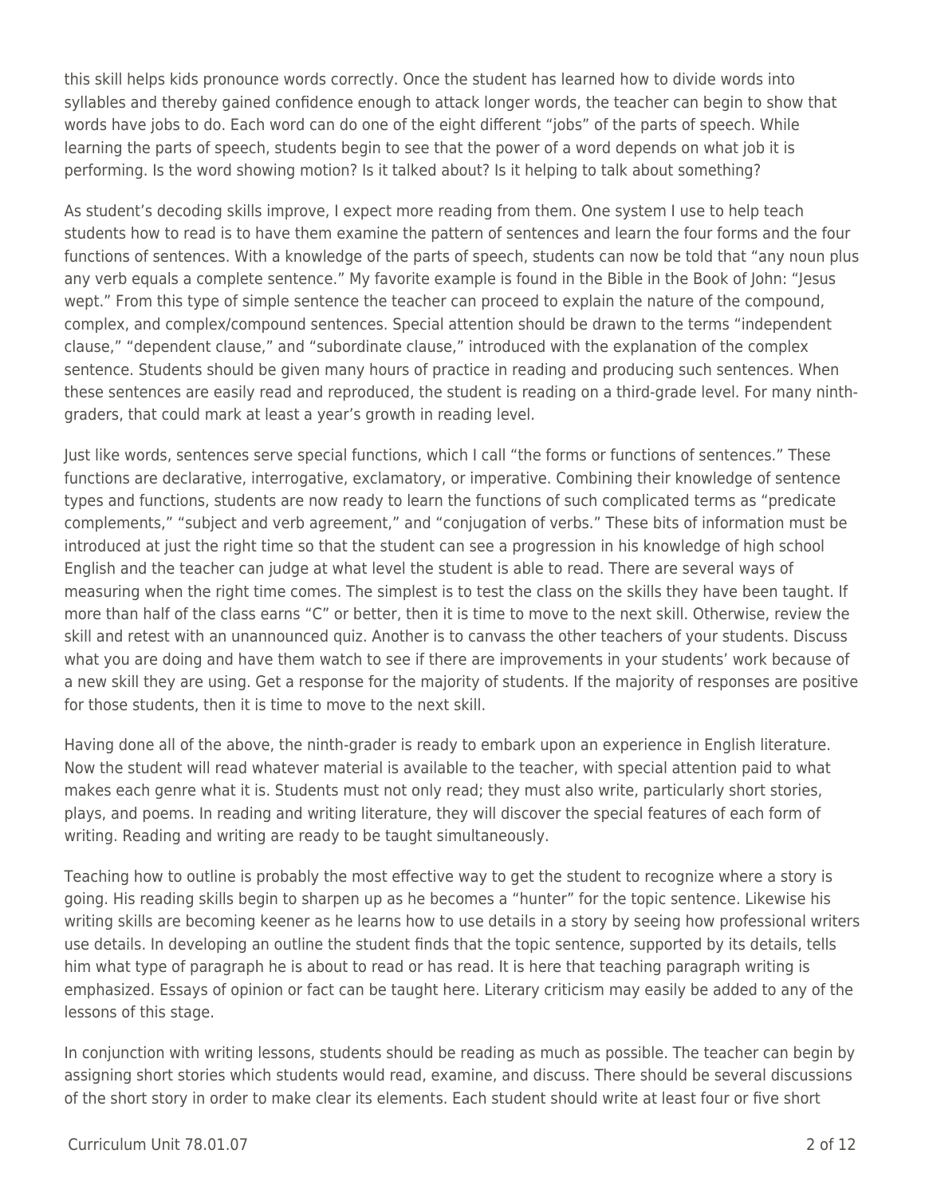this skill helps kids pronounce words correctly. Once the student has learned how to divide words into syllables and thereby gained confidence enough to attack longer words, the teacher can begin to show that words have jobs to do. Each word can do one of the eight different "jobs" of the parts of speech. While learning the parts of speech, students begin to see that the power of a word depends on what job it is performing. Is the word showing motion? Is it talked about? Is it helping to talk about something?

As student's decoding skills improve, I expect more reading from them. One system I use to help teach students how to read is to have them examine the pattern of sentences and learn the four forms and the four functions of sentences. With a knowledge of the parts of speech, students can now be told that "any noun plus any verb equals a complete sentence." My favorite example is found in the Bible in the Book of John: "Jesus wept." From this type of simple sentence the teacher can proceed to explain the nature of the compound, complex, and complex/compound sentences. Special attention should be drawn to the terms "independent clause," "dependent clause," and "subordinate clause," introduced with the explanation of the complex sentence. Students should be given many hours of practice in reading and producing such sentences. When these sentences are easily read and reproduced, the student is reading on a third-grade level. For many ninth-graders, that could mark at least a year's growth in reading level.

Just like words, sentences serve special functions, which I call "the forms or functions of sentences." These functions are declarative, interrogative, exclamatory, or imperative. Combining their knowledge of sentence types and functions, students are now ready to learn the functions of such complicated terms as "predicate complements," "subject and verb agreement," and "conjugation of verbs." These bits of information must be introduced at just the right time so that the student can see a progression in his knowledge of high school English and the teacher can judge at what level the student is able to read. There are several ways of measuring when the right time comes. The simplest is to test the class on the skills they have been taught. If more than half of the class earns "C" or better, then it is time to move to the next skill. Otherwise, review the skill and retest with an unannounced quiz. Another is to canvass the other teachers of your students. Discuss what you are doing and have them watch to see if there are improvements in your students' work because of a new skill they are using. Get a response for the majority of students. If the majority of responses are positive for those students, then it is time to move to the next skill.

Having done all of the above, the ninth-grader is ready to embark upon an experience in English literature. Now the student will read whatever material is available to the teacher, with special attention paid to what makes each genre what it is. Students must not only read; they must also write, particularly short stories, plays, and poems. In reading and writing literature, they will discover the special features of each form of writing. Reading and writing are ready to be taught simultaneously.

Teaching how to outline is probably the most effective way to get the student to recognize where a story is going. His reading skills begin to sharpen up as he becomes a "hunter" for the topic sentence. Likewise his writing skills are becoming keener as he learns how to use details in a story by seeing how professional writers use details. In developing an outline the student finds that the topic sentence, supported by its details, tells him what type of paragraph he is about to read or has read. It is here that teaching paragraph writing is emphasized. Essays of opinion or fact can be taught here. Literary criticism may easily be added to any of the lessons of this stage.

In conjunction with writing lessons, students should be reading as much as possible. The teacher can begin by assigning short stories which students would read, examine, and discuss. There should be several discussions of the short story in order to make clear its elements. Each student should write at least four or five short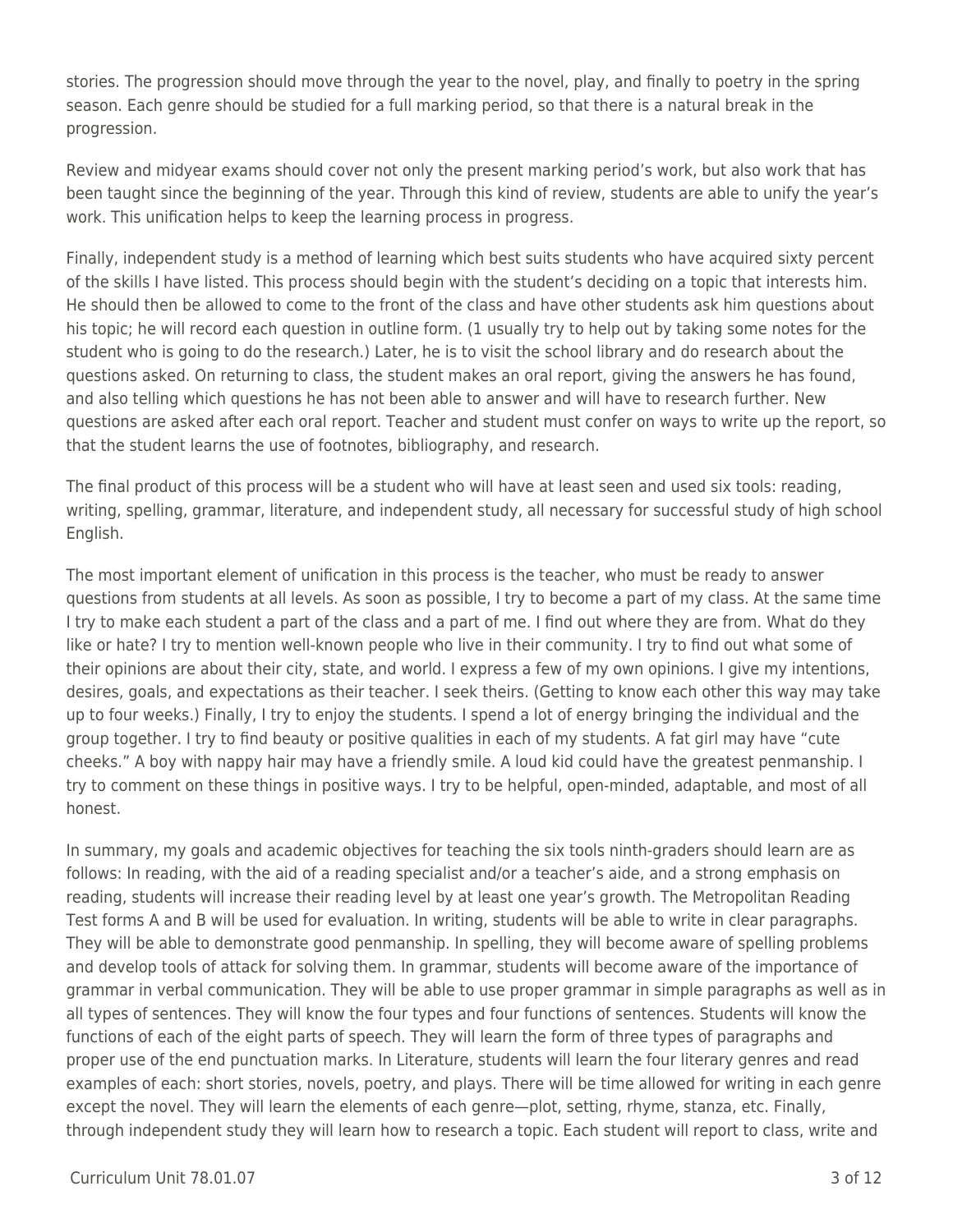stories. The progression should move through the year to the novel, play, and finally to poetry in the spring season. Each genre should be studied for a full marking period, so that there is a natural break in the progression.

Review and midyear exams should cover not only the present marking period's work, but also work that has been taught since the beginning of the year. Through this kind of review, students are able to unify the year's work. This unification helps to keep the learning process in progress.

Finally, independent study is a method of learning which best suits students who have acquired sixty percent of the skills I have listed. This process should begin with the student's deciding on a topic that interests him. He should then be allowed to come to the front of the class and have other students ask him questions about his topic; he will record each question in outline form. (1 usually try to help out by taking some notes for the student who is going to do the research.) Later, he is to visit the school library and do research about the questions asked. On returning to class, the student makes an oral report, giving the answers he has found, and also telling which questions he has not been able to answer and will have to research further. New questions are asked after each oral report. Teacher and student must confer on ways to write up the report, so that the student learns the use of footnotes, bibliography, and research.

The final product of this process will be a student who will have at least seen and used six tools: reading, writing, spelling, grammar, literature, and independent study, all necessary for successful study of high school English.

The most important element of unification in this process is the teacher, who must be ready to answer questions from students at all levels. As soon as possible, I try to become a part of my class. At the same time I try to make each student a part of the class and a part of me. I find out where they are from. What do they like or hate? I try to mention well-known people who live in their community. I try to find out what some of their opinions are about their city, state, and world. I express a few of my own opinions. I give my intentions, desires, goals, and expectations as their teacher. I seek theirs. (Getting to know each other this way may take up to four weeks.) Finally, I try to enjoy the students. I spend a lot of energy bringing the individual and the group together. I try to find beauty or positive qualities in each of my students. A fat girl may have "cute cheeks." A boy with nappy hair may have a friendly smile. A loud kid could have the greatest penmanship. I try to comment on these things in positive ways. I try to be helpful, open-minded, adaptable, and most of all honest.

In summary, my goals and academic objectives for teaching the six tools ninth-graders should learn are as follows: In reading, with the aid of a reading specialist and/or a teacher's aide, and a strong emphasis on reading, students will increase their reading level by at least one year's growth. The Metropolitan Reading Test forms A and B will be used for evaluation. In writing, students will be able to write in clear paragraphs. They will be able to demonstrate good penmanship. In spelling, they will become aware of spelling problems and develop tools of attack for solving them. In grammar, students will become aware of the importance of grammar in verbal communication. They will be able to use proper grammar in simple paragraphs as well as in all types of sentences. They will know the four types and four functions of sentences. Students will know the functions of each of the eight parts of speech. They will learn the form of three types of paragraphs and proper use of the end punctuation marks. In Literature, students will learn the four literary genres and read examples of each: short stories, novels, poetry, and plays. There will be time allowed for writing in each genre except the novel. They will learn the elements of each genre—plot, setting, rhyme, stanza, etc. Finally, through independent study they will learn how to research a topic. Each student will report to class, write and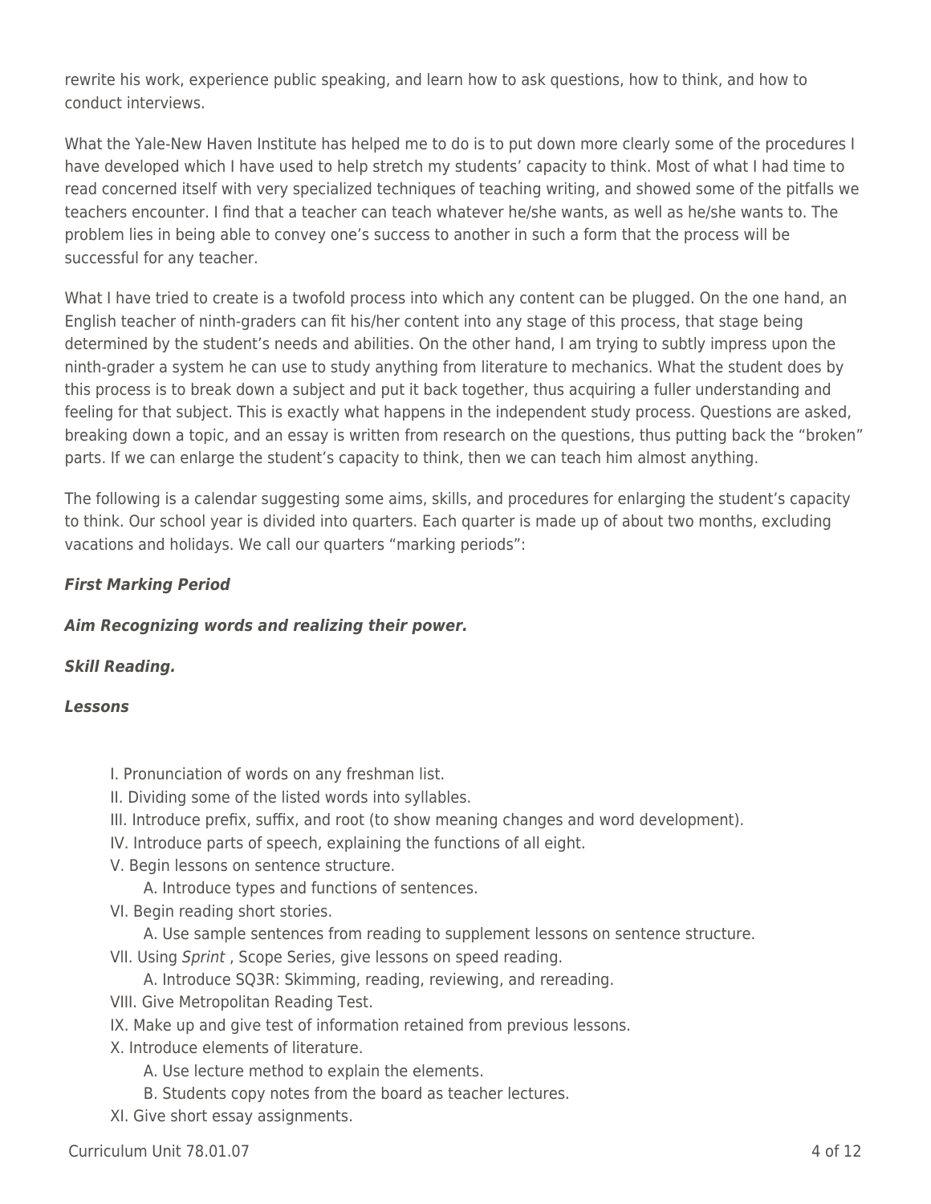rewrite his work, experience public speaking, and learn how to ask questions, how to think, and how to conduct interviews.

What the Yale-New Haven Institute has helped me to do is to put down more clearly some of the procedures I have developed which I have used to help stretch my students' capacity to think. Most of what I had time to read concerned itself with very specialized techniques of teaching writing, and showed some of the pitfalls we teachers encounter. I find that a teacher can teach whatever he/she wants, as well as he/she wants to. The problem lies in being able to convey one's success to another in such a form that the process will be successful for any teacher.

What I have tried to create is a twofold process into which any content can be plugged. On the one hand, an English teacher of ninth-graders can fit his/her content into any stage of this process, that stage being determined by the student's needs and abilities. On the other hand, I am trying to subtly impress upon the ninth-grader a system he can use to study anything from literature to mechanics. What the student does by this process is to break down a subject and put it back together, thus acquiring a fuller understanding and feeling for that subject. This is exactly what happens in the independent study process. Questions are asked, breaking down a topic, and an essay is written from research on the questions, thus putting back the "broken" parts. If we can enlarge the student's capacity to think, then we can teach him almost anything.

The following is a calendar suggesting some aims, skills, and procedures for enlarging the student's capacity to think. Our school year is divided into quarters. Each quarter is made up of about two months, excluding vacations and holidays. We call our quarters "marking periods":

***First Marking Period***

***Aim Recognizing words and realizing their power.***

***Skill Reading.***

***Lessons***

- I. Pronunciation of words on any freshman list.
- II. Dividing some of the listed words into syllables.
- III. Introduce prefix, suffix, and root (to show meaning changes and word development).
- IV. Introduce parts of speech, explaining the functions of all eight.
- V. Begin lessons on sentence structure.
    - A. Introduce types and functions of sentences.
- VI. Begin reading short stories.
    - A. Use sample sentences from reading to supplement lessons on sentence structure.
- VII. Using *Sprint* , Scope Series, give lessons on speed reading.
    - A. Introduce SQ3R: Skimming, reading, reviewing, and rereading.
- VIII. Give Metropolitan Reading Test.
- IX. Make up and give test of information retained from previous lessons.
- X. Introduce elements of literature.
    - A. Use lecture method to explain the elements.
    - B. Students copy notes from the board as teacher lectures.
- XI. Give short essay assignments.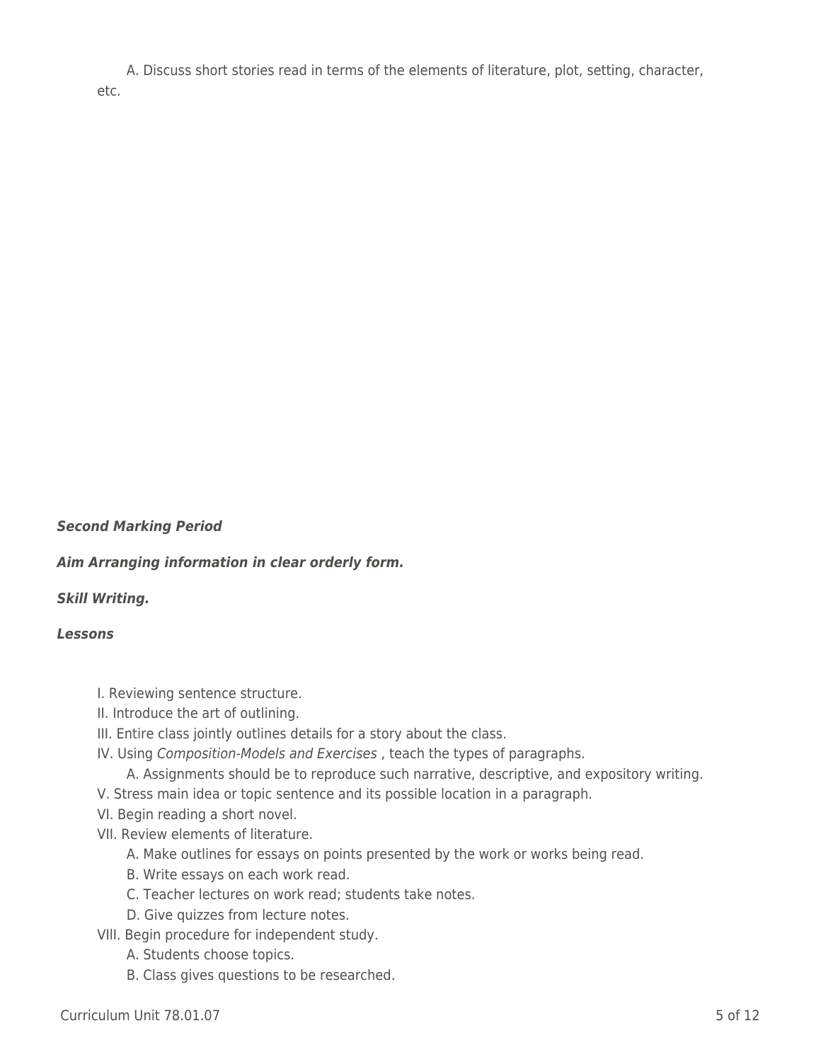A. Discuss short stories read in terms of the elements of literature, plot, setting, character, etc.

***Second Marking Period***

***Aim Arranging information in clear orderly form.***

***Skill Writing.***

***Lessons***

I. Reviewing sentence structure.
II. Introduce the art of outlining.
III. Entire class jointly outlines details for a story about the class.
IV. Using *Composition-Models and Exercises* , teach the types of paragraphs.
  A. Assignments should be to reproduce such narrative, descriptive, and expository writing.
V. Stress main idea or topic sentence and its possible location in a paragraph.
VI. Begin reading a short novel.
VII. Review elements of literature.
  A. Make outlines for essays on points presented by the work or works being read.
  B. Write essays on each work read.
  C. Teacher lectures on work read; students take notes.
  D. Give quizzes from lecture notes.
VIII. Begin procedure for independent study.
  A. Students choose topics.
  B. Class gives questions to be researched.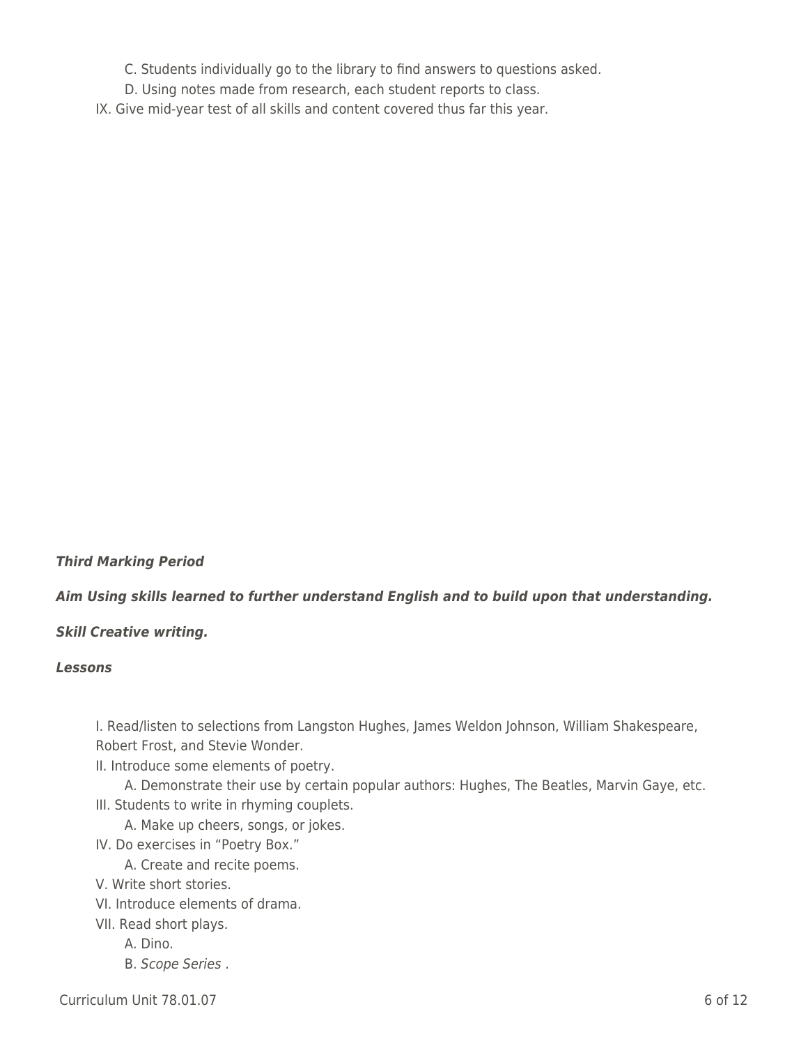C. Students individually go to the library to find answers to questions asked.
    D. Using notes made from research, each student reports to class.
IX. Give mid-year test of all skills and content covered thus far this year.

***Third Marking Period***

***Aim Using skills learned to further understand English and to build upon that understanding.***

***Skill Creative writing.***

***Lessons***

I. Read/listen to selections from Langston Hughes, James Weldon Johnson, William Shakespeare, Robert Frost, and Stevie Wonder.
II. Introduce some elements of poetry.
    A. Demonstrate their use by certain popular authors: Hughes, The Beatles, Marvin Gaye, etc.
III. Students to write in rhyming couplets.
    A. Make up cheers, songs, or jokes.
IV. Do exercises in "Poetry Box."
    A. Create and recite poems.
V. Write short stories.
VI. Introduce elements of drama.
VII. Read short plays.
    A. Dino.
    B. *Scope Series* .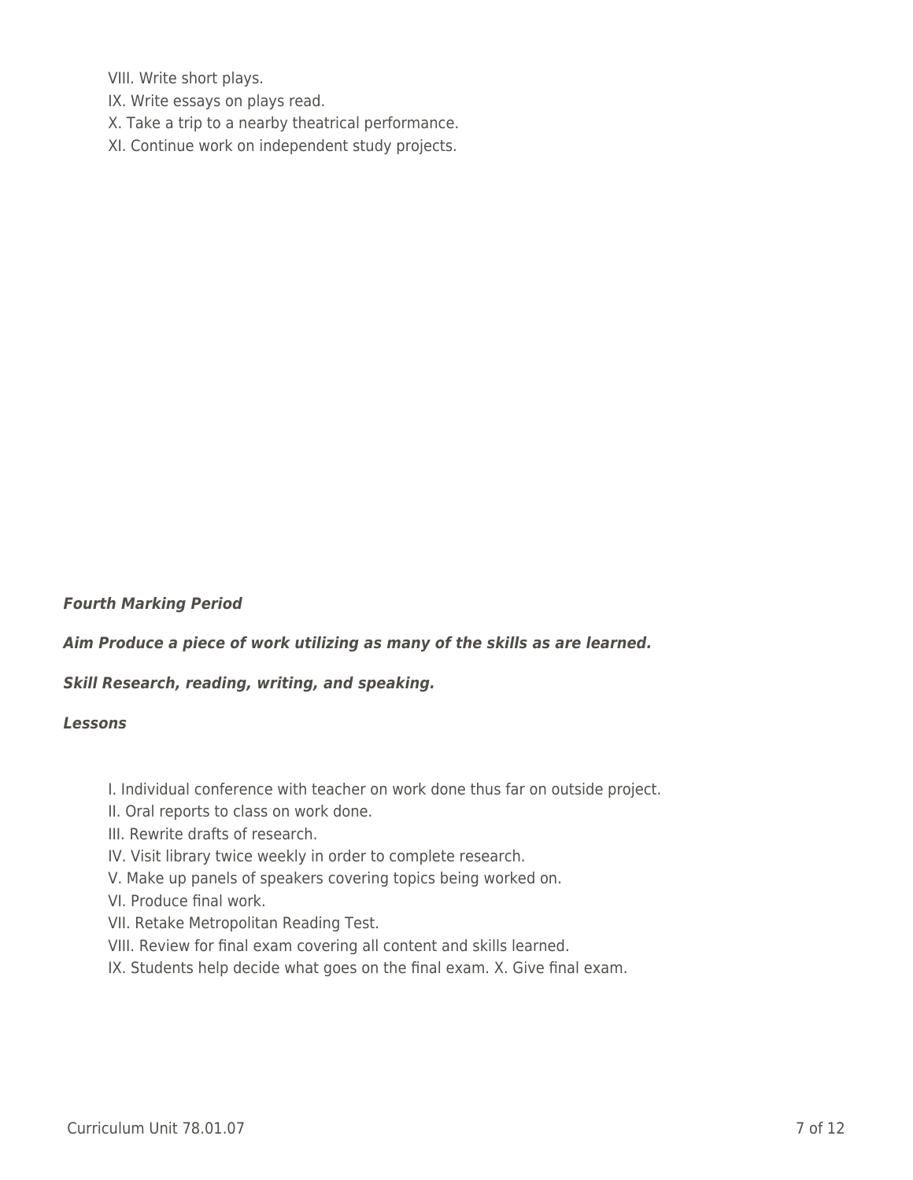VIII. Write short plays.
IX. Write essays on plays read.
X. Take a trip to a nearby theatrical performance.
XI. Continue work on independent study projects.

***Fourth Marking Period***

***Aim Produce a piece of work utilizing as many of the skills as are learned.***

***Skill Research, reading, writing, and speaking.***

***Lessons***

I. Individual conference with teacher on work done thus far on outside project.
II. Oral reports to class on work done.
III. Rewrite drafts of research.
IV. Visit library twice weekly in order to complete research.
V. Make up panels of speakers covering topics being worked on.
VI. Produce final work.
VII. Retake Metropolitan Reading Test.
VIII. Review for final exam covering all content and skills learned.
IX. Students help decide what goes on the final exam. X. Give final exam.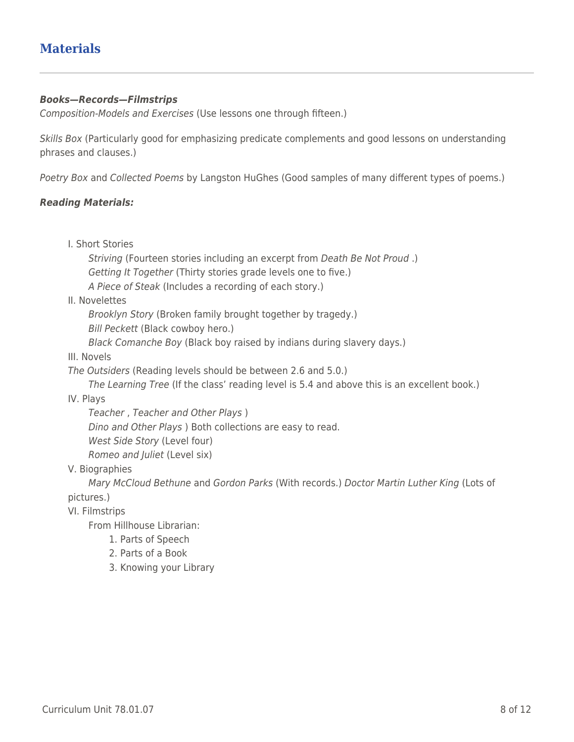## Materials

***Books—Records—Filmstrips***

*Composition-Models and Exercises* (Use lessons one through fifteen.)

*Skills Box* (Particularly good for emphasizing predicate complements and good lessons on understanding phrases and clauses.)

*Poetry Box* and *Collected Poems* by Langston HuGhes (Good samples of many different types of poems.)

***Reading Materials:***

I. Short Stories
  - *Striving* (Fourteen stories including an excerpt from *Death Be Not Proud* .)
  - *Getting It Together* (Thirty stories grade levels one to five.)
  - *A Piece of Steak* (Includes a recording of each story.)

II. Novelettes
  - *Brooklyn Story* (Broken family brought together by tragedy.)
  - *Bill Peckett* (Black cowboy hero.)
  - *Black Comanche Boy* (Black boy raised by indians during slavery days.)

III. Novels
  - *The Outsiders* (Reading levels should be between 2.6 and 5.0.)
  - *The Learning Tree* (If the class' reading level is 5.4 and above this is an excellent book.)

IV. Plays
  - *Teacher , Teacher and Other Plays* )
  - *Dino and Other Plays* ) Both collections are easy to read.
  - *West Side Story* (Level four)
  - *Romeo and Juliet* (Level six)

V. Biographies
  - *Mary McCloud Bethune* and *Gordon Parks* (With records.) *Doctor Martin Luther King* (Lots of pictures.)

VI. Filmstrips
  - From Hillhouse Librarian:
    1. Parts of Speech
    2. Parts of a Book
    3. Knowing your Library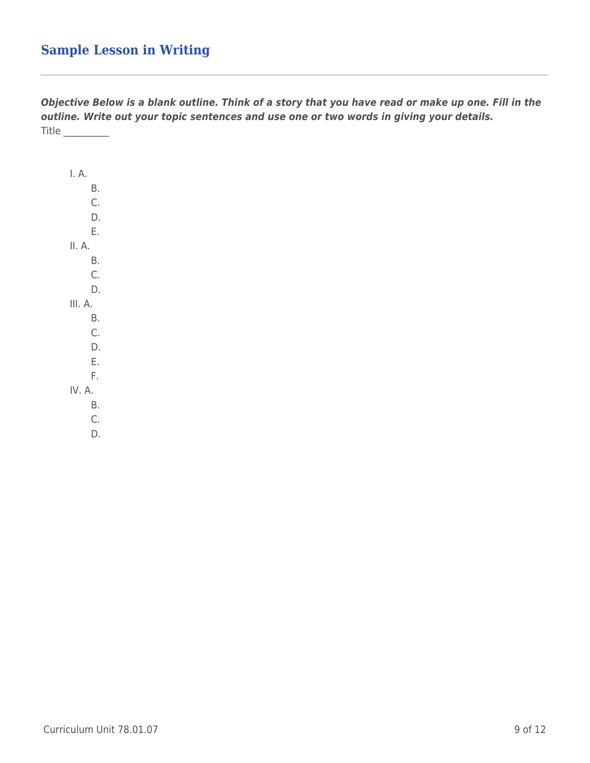## Sample Lesson in Writing

***Objective Below is a blank outline. Think of a story that you have read or make up one. Fill in the outline. Write out your topic sentences and use one or two words in giving your details.***

Title _________

I. A.
  B.
  C.
  D.
  E.

II. A.
  B.
  C.
  D.

III. A.
  B.
  C.
  D.
  E.
  F.

IV. A.
  B.
  C.
  D.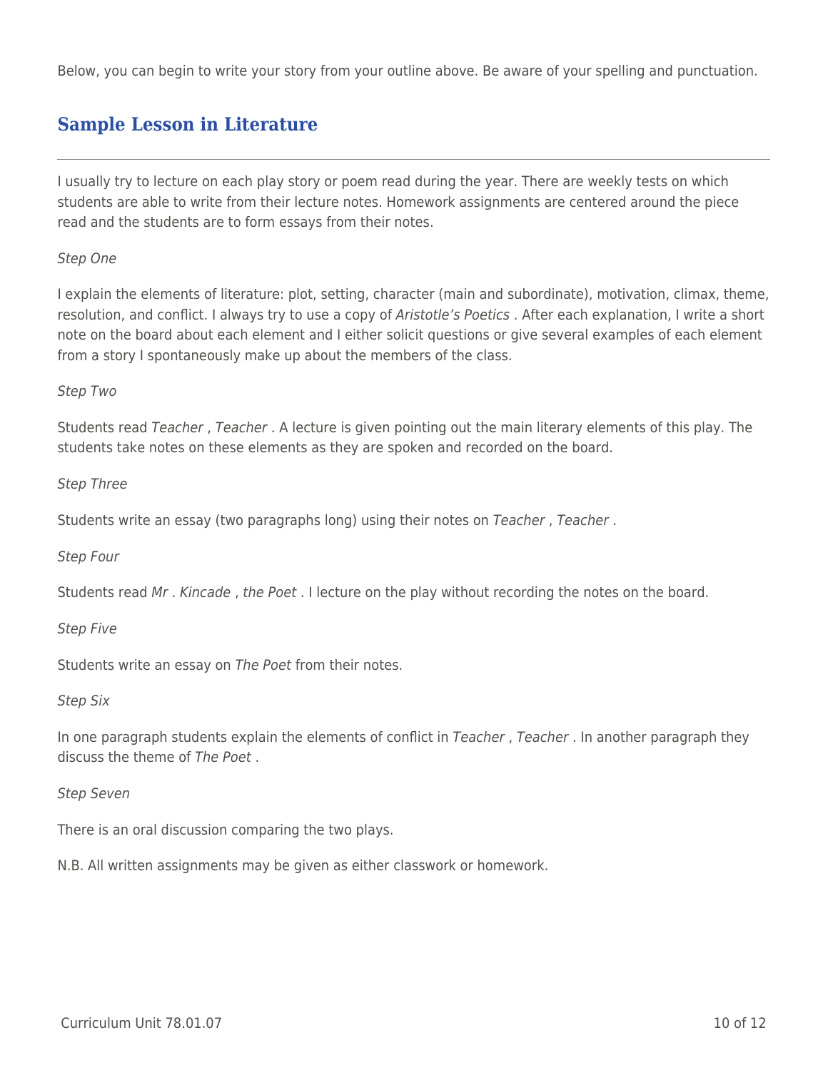Below, you can begin to write your story from your outline above. Be aware of your spelling and punctuation.

## Sample Lesson in Literature

---

I usually try to lecture on each play story or poem read during the year. There are weekly tests on which students are able to write from their lecture notes. Homework assignments are centered around the piece read and the students are to form essays from their notes.

*Step One*

I explain the elements of literature: plot, setting, character (main and subordinate), motivation, climax, theme, resolution, and conflict. I always try to use a copy of *Aristotle's Poetics* . After each explanation, I write a short note on the board about each element and I either solicit questions or give several examples of each element from a story I spontaneously make up about the members of the class.

*Step Two*

Students read *Teacher* , *Teacher* . A lecture is given pointing out the main literary elements of this play. The students take notes on these elements as they are spoken and recorded on the board.

*Step Three*

Students write an essay (two paragraphs long) using their notes on *Teacher* , *Teacher* .

*Step Four*

Students read *Mr* . *Kincade* , *the Poet* . I lecture on the play without recording the notes on the board.

*Step Five*

Students write an essay on *The Poet* from their notes.

*Step Six*

In one paragraph students explain the elements of conflict in *Teacher* , *Teacher* . In another paragraph they discuss the theme of *The Poet* .

*Step Seven*

There is an oral discussion comparing the two plays.

N.B. All written assignments may be given as either classwork or homework.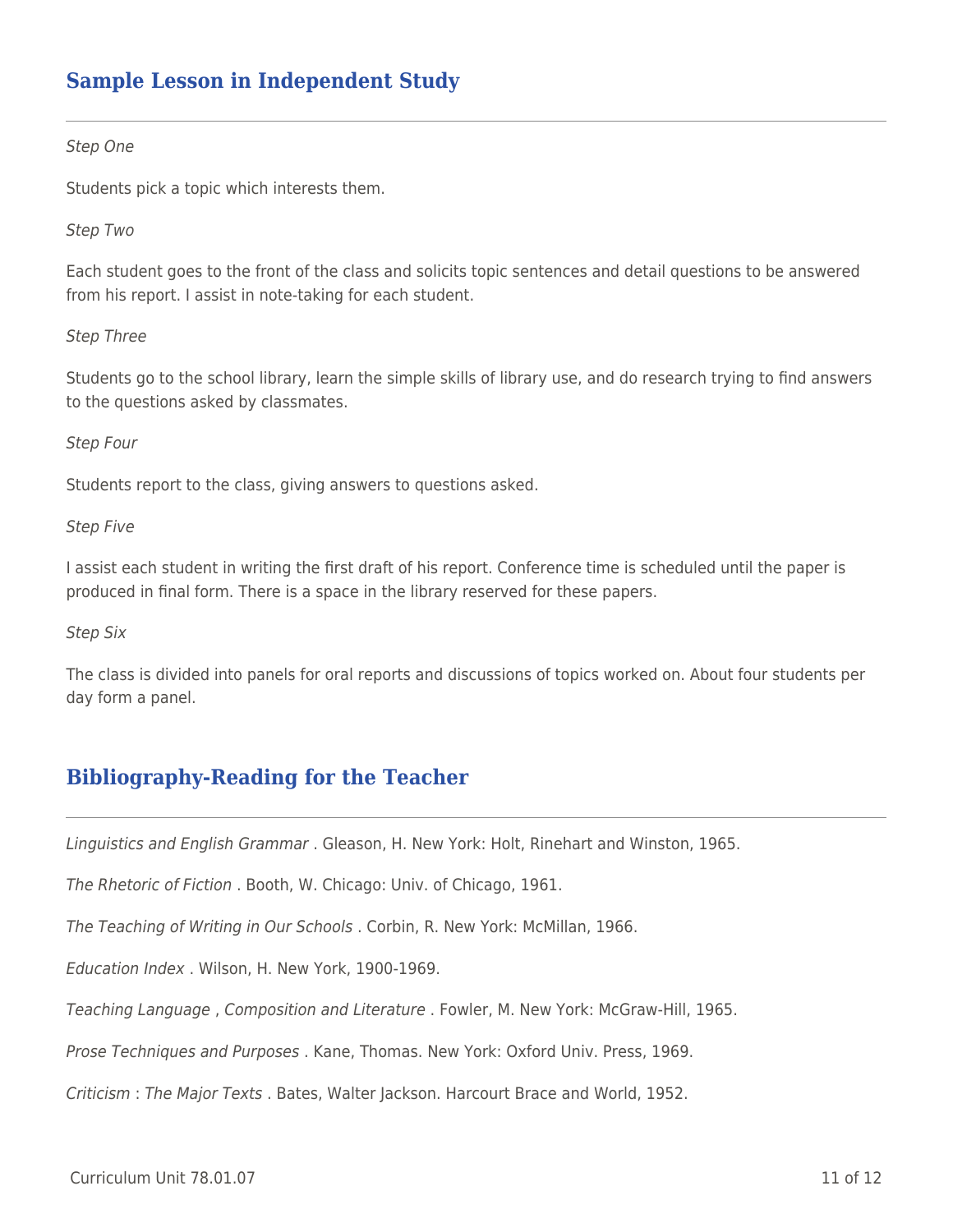## Sample Lesson in Independent Study

*Step One*

Students pick a topic which interests them.

*Step Two*

Each student goes to the front of the class and solicits topic sentences and detail questions to be answered from his report. I assist in note-taking for each student.

*Step Three*

Students go to the school library, learn the simple skills of library use, and do research trying to find answers to the questions asked by classmates.

*Step Four*

Students report to the class, giving answers to questions asked.

*Step Five*

I assist each student in writing the first draft of his report. Conference time is scheduled until the paper is produced in final form. There is a space in the library reserved for these papers.

*Step Six*

The class is divided into panels for oral reports and discussions of topics worked on. About four students per day form a panel.

## Bibliography-Reading for the Teacher

*Linguistics and English Grammar* . Gleason, H. New York: Holt, Rinehart and Winston, 1965.

*The Rhetoric of Fiction* . Booth, W. Chicago: Univ. of Chicago, 1961.

*The Teaching of Writing in Our Schools* . Corbin, R. New York: McMillan, 1966.

*Education Index* . Wilson, H. New York, 1900-1969.

*Teaching Language* , *Composition and Literature* . Fowler, M. New York: McGraw-Hill, 1965.

*Prose Techniques and Purposes* . Kane, Thomas. New York: Oxford Univ. Press, 1969.

*Criticism* : *The Major Texts* . Bates, Walter Jackson. Harcourt Brace and World, 1952.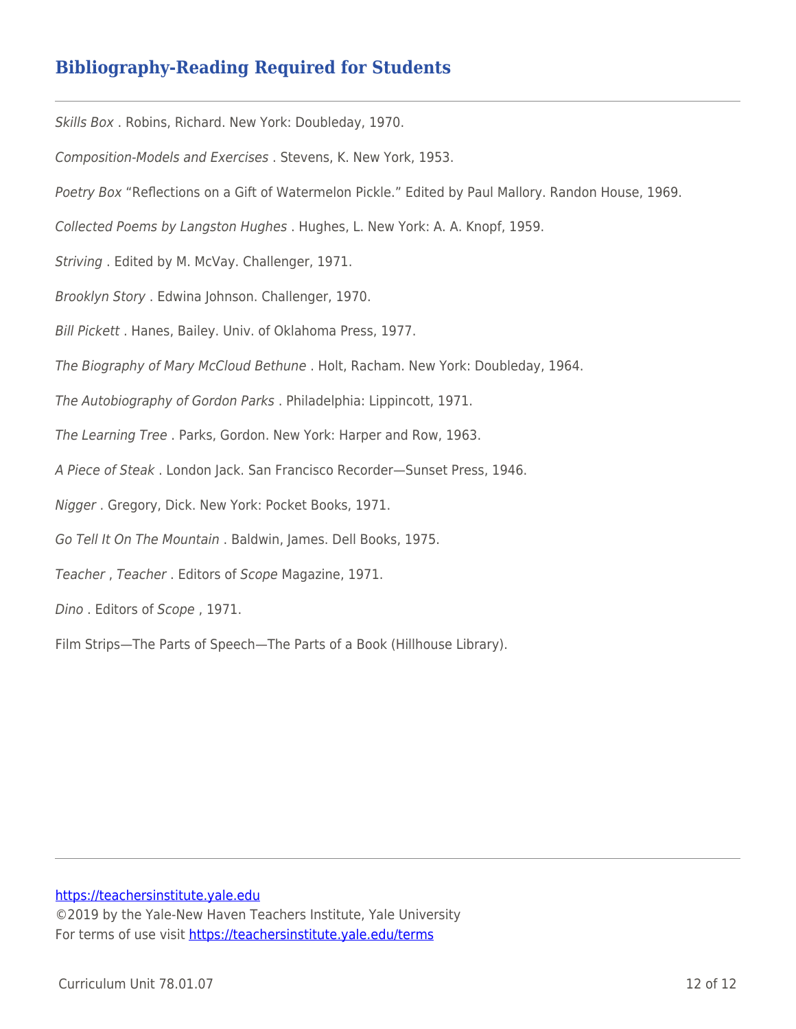## Bibliography-Reading Required for Students

*Skills Box* . Robins, Richard. New York: Doubleday, 1970.

*Composition-Models and Exercises* . Stevens, K. New York, 1953.

*Poetry Box* "Reflections on a Gift of Watermelon Pickle." Edited by Paul Mallory. Randon House, 1969.

*Collected Poems by Langston Hughes* . Hughes, L. New York: A. A. Knopf, 1959.

*Striving* . Edited by M. McVay. Challenger, 1971.

*Brooklyn Story* . Edwina Johnson. Challenger, 1970.

*Bill Pickett* . Hanes, Bailey. Univ. of Oklahoma Press, 1977.

*The Biography of Mary McCloud Bethune* . Holt, Racham. New York: Doubleday, 1964.

*The Autobiography of Gordon Parks* . Philadelphia: Lippincott, 1971.

*The Learning Tree* . Parks, Gordon. New York: Harper and Row, 1963.

*A Piece of Steak* . London Jack. San Francisco Recorder—Sunset Press, 1946.

*Nigger* . Gregory, Dick. New York: Pocket Books, 1971.

*Go Tell It On The Mountain* . Baldwin, James. Dell Books, 1975.

*Teacher* , *Teacher* . Editors of *Scope* Magazine, 1971.

*Dino* . Editors of *Scope* , 1971.

Film Strips—The Parts of Speech—The Parts of a Book (Hillhouse Library).

https://teachersinstitute.yale.edu
©2019 by the Yale-New Haven Teachers Institute, Yale University
For terms of use visit https://teachersinstitute.yale.edu/terms